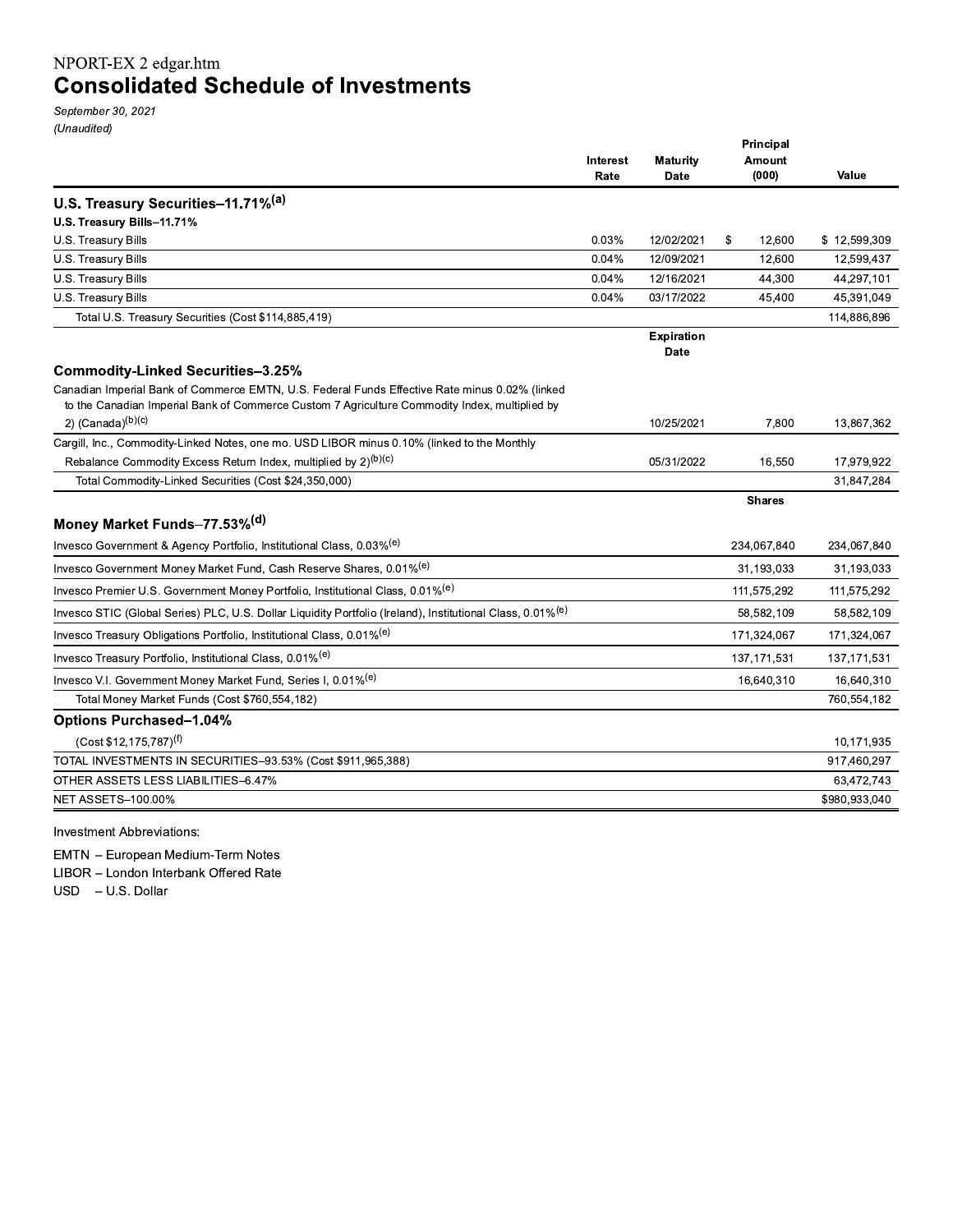NPORT-EX 2 edgar.htm

# Consolidated Schedule of Investments

*September 30, 2021*
*(Unaudited)*

| | Interest Rate | Maturity Date | Principal Amount (000) | Value |
|---|---|---|---|---|
| **U.S. Treasury Securities–11.71%[a]** | | | | |
| **U.S. Treasury Bills–11.71%** | | | | |
| U.S. Treasury Bills | 0.03% | 12/02/2021 | $ 12,600 | $ 12,599,309 |
| U.S. Treasury Bills | 0.04% | 12/09/2021 | 12,600 | 12,599,437 |
| U.S. Treasury Bills | 0.04% | 12/16/2021 | 44,300 | 44,297,101 |
| U.S. Treasury Bills | 0.04% | 03/17/2022 | 45,400 | 45,391,049 |
| Total U.S. Treasury Securities (Cost $114,885,419) | | | | 114,886,896 |
| | | **Expiration Date** | | |
| **Commodity-Linked Securities–3.25%** | | | | |
| Canadian Imperial Bank of Commerce EMTN, U.S. Federal Funds Effective Rate minus 0.02% (linked to the Canadian Imperial Bank of Commerce Custom 7 Agriculture Commodity Index, multiplied by 2) (Canada)[b][c] | | 10/25/2021 | 7,800 | 13,867,362 |
| Cargill, Inc., Commodity-Linked Notes, one mo. USD LIBOR minus 0.10% (linked to the Monthly Rebalance Commodity Excess Return Index, multiplied by 2)[b][c] | | 05/31/2022 | 16,550 | 17,979,922 |
| Total Commodity-Linked Securities (Cost $24,350,000) | | | | 31,847,284 |
| | | | **Shares** | |
| **Money Market Funds–77.53%[d]** | | | | |
| Invesco Government & Agency Portfolio, Institutional Class, 0.03%[e] | | | 234,067,840 | 234,067,840 |
| Invesco Government Money Market Fund, Cash Reserve Shares, 0.01%[e] | | | 31,193,033 | 31,193,033 |
| Invesco Premier U.S. Government Money Portfolio, Institutional Class, 0.01%[e] | | | 111,575,292 | 111,575,292 |
| Invesco STIC (Global Series) PLC, U.S. Dollar Liquidity Portfolio (Ireland), Institutional Class, 0.01%[e] | | | 58,582,109 | 58,582,109 |
| Invesco Treasury Obligations Portfolio, Institutional Class, 0.01%[e] | | | 171,324,067 | 171,324,067 |
| Invesco Treasury Portfolio, Institutional Class, 0.01%[e] | | | 137,171,531 | 137,171,531 |
| Invesco V.I. Government Money Market Fund, Series I, 0.01%[e] | | | 16,640,310 | 16,640,310 |
| Total Money Market Funds (Cost $760,554,182) | | | | 760,554,182 |
| **Options Purchased–1.04%** | | | | |
| (Cost $12,175,787)[f] | | | | 10,171,935 |
| TOTAL INVESTMENTS IN SECURITIES–93.53% (Cost $911,965,388) | | | | 917,460,297 |
| OTHER ASSETS LESS LIABILITIES–6.47% | | | | 63,472,743 |
| NET ASSETS–100.00% | | | | $980,933,040 |

Investment Abbreviations:

EMTN – European Medium-Term Notes
LIBOR – London Interbank Offered Rate
USD – U.S. Dollar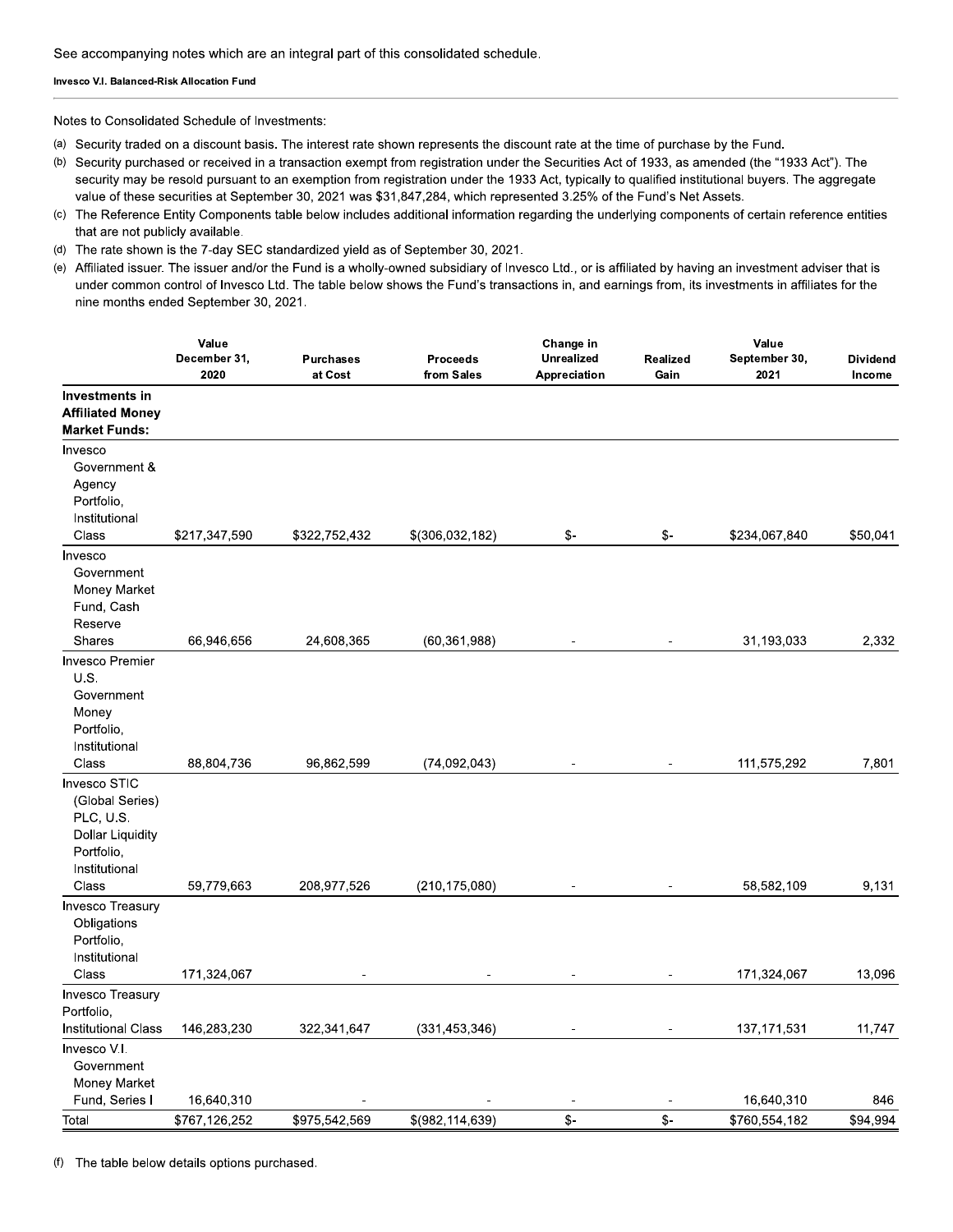See accompanying notes which are an integral part of this consolidated schedule.

**Invesco V.I. Balanced-Risk Allocation Fund**

Notes to Consolidated Schedule of Investments:

(a) Security traded on a discount basis. The interest rate shown represents the discount rate at the time of purchase by the Fund.

(b) Security purchased or received in a transaction exempt from registration under the Securities Act of 1933, as amended (the "1933 Act"). The security may be resold pursuant to an exemption from registration under the 1933 Act, typically to qualified institutional buyers. The aggregate value of these securities at September 30, 2021 was $31,847,284, which represented 3.25% of the Fund's Net Assets.

(c) The Reference Entity Components table below includes additional information regarding the underlying components of certain reference entities that are not publicly available.

(d) The rate shown is the 7-day SEC standardized yield as of September 30, 2021.

(e) Affiliated issuer. The issuer and/or the Fund is a wholly-owned subsidiary of Invesco Ltd., or is affiliated by having an investment adviser that is under common control of Invesco Ltd. The table below shows the Fund's transactions in, and earnings from, its investments in affiliates for the nine months ended September 30, 2021.

| | Value December 31, 2020 | Purchases at Cost | Proceeds from Sales | Change in Unrealized Appreciation | Realized Gain | Value September 30, 2021 | Dividend Income |
|---|---|---|---|---|---|---|---|
| **Investments in Affiliated Money Market Funds:** | | | | | | | |
| Invesco Government & Agency Portfolio, Institutional Class | $217,347,590 | $322,752,432 | $(306,032,182) | $- | $- | $234,067,840 | $50,041 |
| Invesco Government Money Market Fund, Cash Reserve Shares | 66,946,656 | 24,608,365 | (60,361,988) | - | - | 31,193,033 | 2,332 |
| Invesco Premier U.S. Government Money Portfolio, Institutional Class | 88,804,736 | 96,862,599 | (74,092,043) | - | - | 111,575,292 | 7,801 |
| Invesco STIC (Global Series) PLC, U.S. Dollar Liquidity Portfolio, Institutional Class | 59,779,663 | 208,977,526 | (210,175,080) | - | - | 58,582,109 | 9,131 |
| Invesco Treasury Obligations Portfolio, Institutional Class | 171,324,067 | - | - | - | - | 171,324,067 | 13,096 |
| Invesco Treasury Portfolio, Institutional Class | 146,283,230 | 322,341,647 | (331,453,346) | - | - | 137,171,531 | 11,747 |
| Invesco V.I. Government Money Market Fund, Series I | 16,640,310 | - | - | - | - | 16,640,310 | 846 |
| Total | $767,126,252 | $975,542,569 | $(982,114,639) | $- | $- | $760,554,182 | $94,994 |

(f) The table below details options purchased.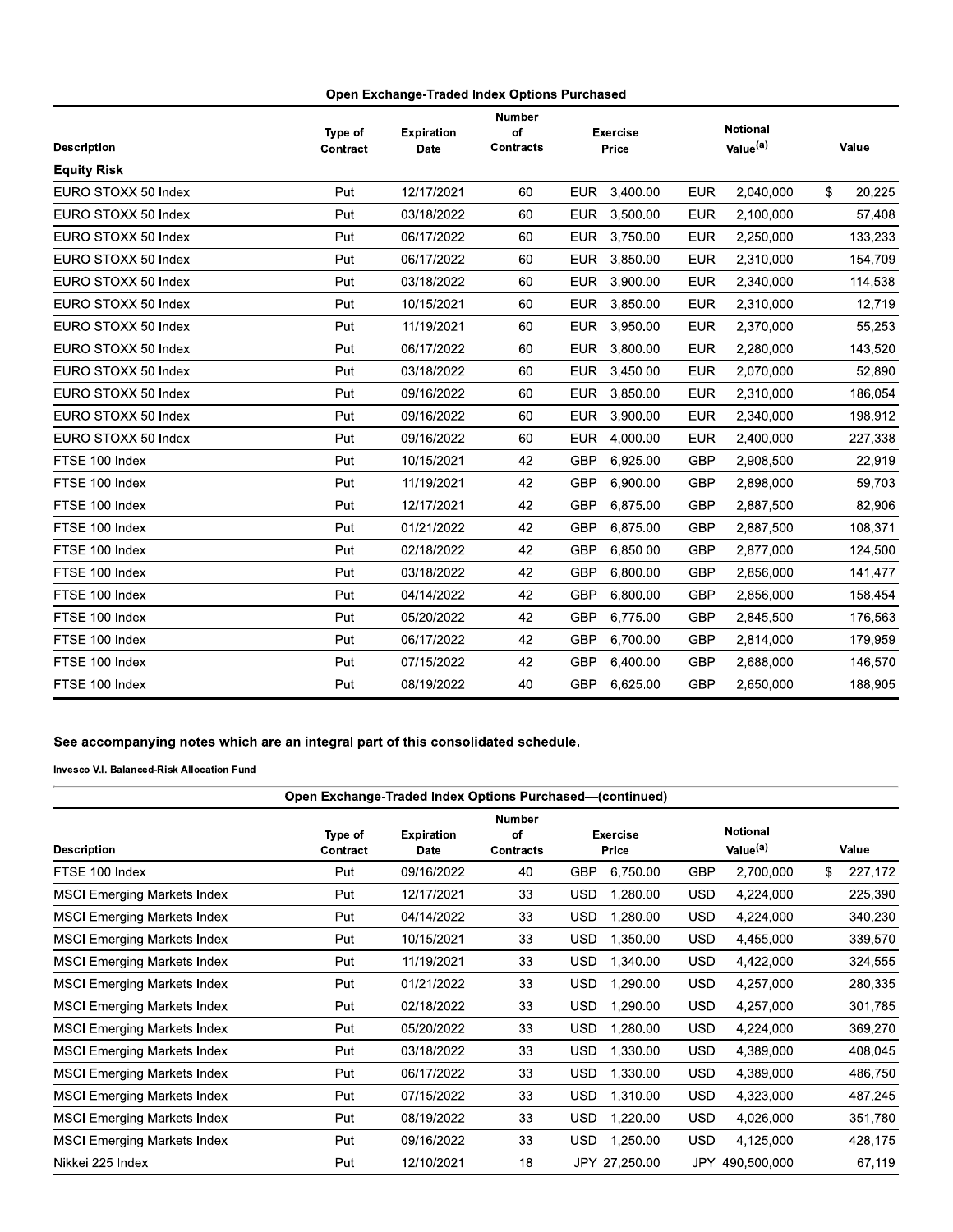## Open Exchange-Traded Index Options Purchased

| Description | Type of Contract | Expiration Date | Number of Contracts | Exercise Price | Notional Value[(a)] | Value |
|---|---|---|---|---|---|---|
| **Equity Risk** | | | | | | |
| EURO STOXX 50 Index | Put | 12/17/2021 | 60 | EUR 3,400.00 | EUR 2,040,000 | $ 20,225 |
| EURO STOXX 50 Index | Put | 03/18/2022 | 60 | EUR 3,500.00 | EUR 2,100,000 | 57,408 |
| EURO STOXX 50 Index | Put | 06/17/2022 | 60 | EUR 3,750.00 | EUR 2,250,000 | 133,233 |
| EURO STOXX 50 Index | Put | 06/17/2022 | 60 | EUR 3,850.00 | EUR 2,310,000 | 154,709 |
| EURO STOXX 50 Index | Put | 03/18/2022 | 60 | EUR 3,900.00 | EUR 2,340,000 | 114,538 |
| EURO STOXX 50 Index | Put | 10/15/2021 | 60 | EUR 3,850.00 | EUR 2,310,000 | 12,719 |
| EURO STOXX 50 Index | Put | 11/19/2021 | 60 | EUR 3,950.00 | EUR 2,370,000 | 55,253 |
| EURO STOXX 50 Index | Put | 06/17/2022 | 60 | EUR 3,800.00 | EUR 2,280,000 | 143,520 |
| EURO STOXX 50 Index | Put | 03/18/2022 | 60 | EUR 3,450.00 | EUR 2,070,000 | 52,890 |
| EURO STOXX 50 Index | Put | 09/16/2022 | 60 | EUR 3,850.00 | EUR 2,310,000 | 186,054 |
| EURO STOXX 50 Index | Put | 09/16/2022 | 60 | EUR 3,900.00 | EUR 2,340,000 | 198,912 |
| EURO STOXX 50 Index | Put | 09/16/2022 | 60 | EUR 4,000.00 | EUR 2,400,000 | 227,338 |
| FTSE 100 Index | Put | 10/15/2021 | 42 | GBP 6,925.00 | GBP 2,908,500 | 22,919 |
| FTSE 100 Index | Put | 11/19/2021 | 42 | GBP 6,900.00 | GBP 2,898,000 | 59,703 |
| FTSE 100 Index | Put | 12/17/2021 | 42 | GBP 6,875.00 | GBP 2,887,500 | 82,906 |
| FTSE 100 Index | Put | 01/21/2022 | 42 | GBP 6,875.00 | GBP 2,887,500 | 108,371 |
| FTSE 100 Index | Put | 02/18/2022 | 42 | GBP 6,850.00 | GBP 2,877,000 | 124,500 |
| FTSE 100 Index | Put | 03/18/2022 | 42 | GBP 6,800.00 | GBP 2,856,000 | 141,477 |
| FTSE 100 Index | Put | 04/14/2022 | 42 | GBP 6,800.00 | GBP 2,856,000 | 158,454 |
| FTSE 100 Index | Put | 05/20/2022 | 42 | GBP 6,775.00 | GBP 2,845,500 | 176,563 |
| FTSE 100 Index | Put | 06/17/2022 | 42 | GBP 6,700.00 | GBP 2,814,000 | 179,959 |
| FTSE 100 Index | Put | 07/15/2022 | 42 | GBP 6,400.00 | GBP 2,688,000 | 146,570 |
| FTSE 100 Index | Put | 08/19/2022 | 40 | GBP 6,625.00 | GBP 2,650,000 | 188,905 |
| FTSE 100 Index | Put | 09/16/2022 | 40 | GBP 6,750.00 | GBP 2,700,000 | $ 227,172 |
| MSCI Emerging Markets Index | Put | 12/17/2021 | 33 | USD 1,280.00 | USD 4,224,000 | 225,390 |
| MSCI Emerging Markets Index | Put | 04/14/2022 | 33 | USD 1,280.00 | USD 4,224,000 | 340,230 |
| MSCI Emerging Markets Index | Put | 10/15/2021 | 33 | USD 1,350.00 | USD 4,455,000 | 339,570 |
| MSCI Emerging Markets Index | Put | 11/19/2021 | 33 | USD 1,340.00 | USD 4,422,000 | 324,555 |
| MSCI Emerging Markets Index | Put | 01/21/2022 | 33 | USD 1,290.00 | USD 4,257,000 | 280,335 |
| MSCI Emerging Markets Index | Put | 02/18/2022 | 33 | USD 1,290.00 | USD 4,257,000 | 301,785 |
| MSCI Emerging Markets Index | Put | 05/20/2022 | 33 | USD 1,280.00 | USD 4,224,000 | 369,270 |
| MSCI Emerging Markets Index | Put | 03/18/2022 | 33 | USD 1,330.00 | USD 4,389,000 | 408,045 |
| MSCI Emerging Markets Index | Put | 06/17/2022 | 33 | USD 1,330.00 | USD 4,389,000 | 486,750 |
| MSCI Emerging Markets Index | Put | 07/15/2022 | 33 | USD 1,310.00 | USD 4,323,000 | 487,245 |
| MSCI Emerging Markets Index | Put | 08/19/2022 | 33 | USD 1,220.00 | USD 4,026,000 | 351,780 |
| MSCI Emerging Markets Index | Put | 09/16/2022 | 33 | USD 1,250.00 | USD 4,125,000 | 428,175 |
| Nikkei 225 Index | Put | 12/10/2021 | 18 | JPY 27,250.00 | JPY 490,500,000 | 67,119 |

**See accompanying notes which are an integral part of this consolidated schedule.**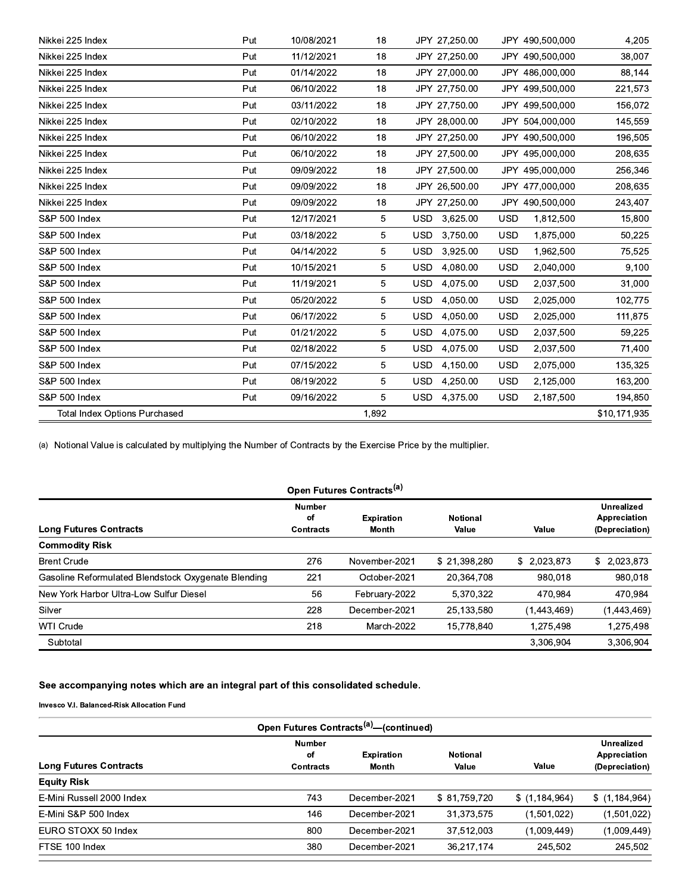| | | | | | | |
|---|---|---|---|---|---|---|
| Nikkei 225 Index | Put | 10/08/2021 | 18 | JPY 27,250.00 | JPY 490,500,000 | 4,205 |
| Nikkei 225 Index | Put | 11/12/2021 | 18 | JPY 27,250.00 | JPY 490,500,000 | 38,007 |
| Nikkei 225 Index | Put | 01/14/2022 | 18 | JPY 27,000.00 | JPY 486,000,000 | 88,144 |
| Nikkei 225 Index | Put | 06/10/2022 | 18 | JPY 27,750.00 | JPY 499,500,000 | 221,573 |
| Nikkei 225 Index | Put | 03/11/2022 | 18 | JPY 27,750.00 | JPY 499,500,000 | 156,072 |
| Nikkei 225 Index | Put | 02/10/2022 | 18 | JPY 28,000.00 | JPY 504,000,000 | 145,559 |
| Nikkei 225 Index | Put | 06/10/2022 | 18 | JPY 27,250.00 | JPY 490,500,000 | 196,505 |
| Nikkei 225 Index | Put | 06/10/2022 | 18 | JPY 27,500.00 | JPY 495,000,000 | 208,635 |
| Nikkei 225 Index | Put | 09/09/2022 | 18 | JPY 27,500.00 | JPY 495,000,000 | 256,346 |
| Nikkei 225 Index | Put | 09/09/2022 | 18 | JPY 26,500.00 | JPY 477,000,000 | 208,635 |
| Nikkei 225 Index | Put | 09/09/2022 | 18 | JPY 27,250.00 | JPY 490,500,000 | 243,407 |
| S&P 500 Index | Put | 12/17/2021 | 5 | USD 3,625.00 | USD 1,812,500 | 15,800 |
| S&P 500 Index | Put | 03/18/2022 | 5 | USD 3,750.00 | USD 1,875,000 | 50,225 |
| S&P 500 Index | Put | 04/14/2022 | 5 | USD 3,925.00 | USD 1,962,500 | 75,525 |
| S&P 500 Index | Put | 10/15/2021 | 5 | USD 4,080.00 | USD 2,040,000 | 9,100 |
| S&P 500 Index | Put | 11/19/2021 | 5 | USD 4,075.00 | USD 2,037,500 | 31,000 |
| S&P 500 Index | Put | 05/20/2022 | 5 | USD 4,050.00 | USD 2,025,000 | 102,775 |
| S&P 500 Index | Put | 06/17/2022 | 5 | USD 4,050.00 | USD 2,025,000 | 111,875 |
| S&P 500 Index | Put | 01/21/2022 | 5 | USD 4,075.00 | USD 2,037,500 | 59,225 |
| S&P 500 Index | Put | 02/18/2022 | 5 | USD 4,075.00 | USD 2,037,500 | 71,400 |
| S&P 500 Index | Put | 07/15/2022 | 5 | USD 4,150.00 | USD 2,075,000 | 135,325 |
| S&P 500 Index | Put | 08/19/2022 | 5 | USD 4,250.00 | USD 2,125,000 | 163,200 |
| S&P 500 Index | Put | 09/16/2022 | 5 | USD 4,375.00 | USD 2,187,500 | 194,850 |
| Total Index Options Purchased | | | 1,892 | | | $10,171,935 |

(a) Notional Value is calculated by multiplying the Number of Contracts by the Exercise Price by the multiplier.

**Open Futures Contracts[(a)]**

| Long Futures Contracts | Number of Contracts | Expiration Month | Notional Value | Value | Unrealized Appreciation (Depreciation) |
|---|---|---|---|---|---|
| **Commodity Risk** | | | | | |
| Brent Crude | 276 | November-2021 | $ 21,398,280 | $ 2,023,873 | $ 2,023,873 |
| Gasoline Reformulated Blendstock Oxygenate Blending | 221 | October-2021 | 20,364,708 | 980,018 | 980,018 |
| New York Harbor Ultra-Low Sulfur Diesel | 56 | February-2022 | 5,370,322 | 470,984 | 470,984 |
| Silver | 228 | December-2021 | 25,133,580 | (1,443,469) | (1,443,469) |
| WTI Crude | 218 | March-2022 | 15,778,840 | 1,275,498 | 1,275,498 |
| Subtotal | | | | 3,306,904 | 3,306,904 |

**See accompanying notes which are an integral part of this consolidated schedule.**

**Invesco V.I. Balanced-Risk Allocation Fund**

**Open Futures Contracts[(a)]—(continued)**

| Long Futures Contracts | Number of Contracts | Expiration Month | Notional Value | Value | Unrealized Appreciation (Depreciation) |
|---|---|---|---|---|---|
| **Equity Risk** | | | | | |
| E-Mini Russell 2000 Index | 743 | December-2021 | $ 81,759,720 | $ (1,184,964) | $ (1,184,964) |
| E-Mini S&P 500 Index | 146 | December-2021 | 31,373,575 | (1,501,022) | (1,501,022) |
| EURO STOXX 50 Index | 800 | December-2021 | 37,512,003 | (1,009,449) | (1,009,449) |
| FTSE 100 Index | 380 | December-2021 | 36,217,174 | 245,502 | 245,502 |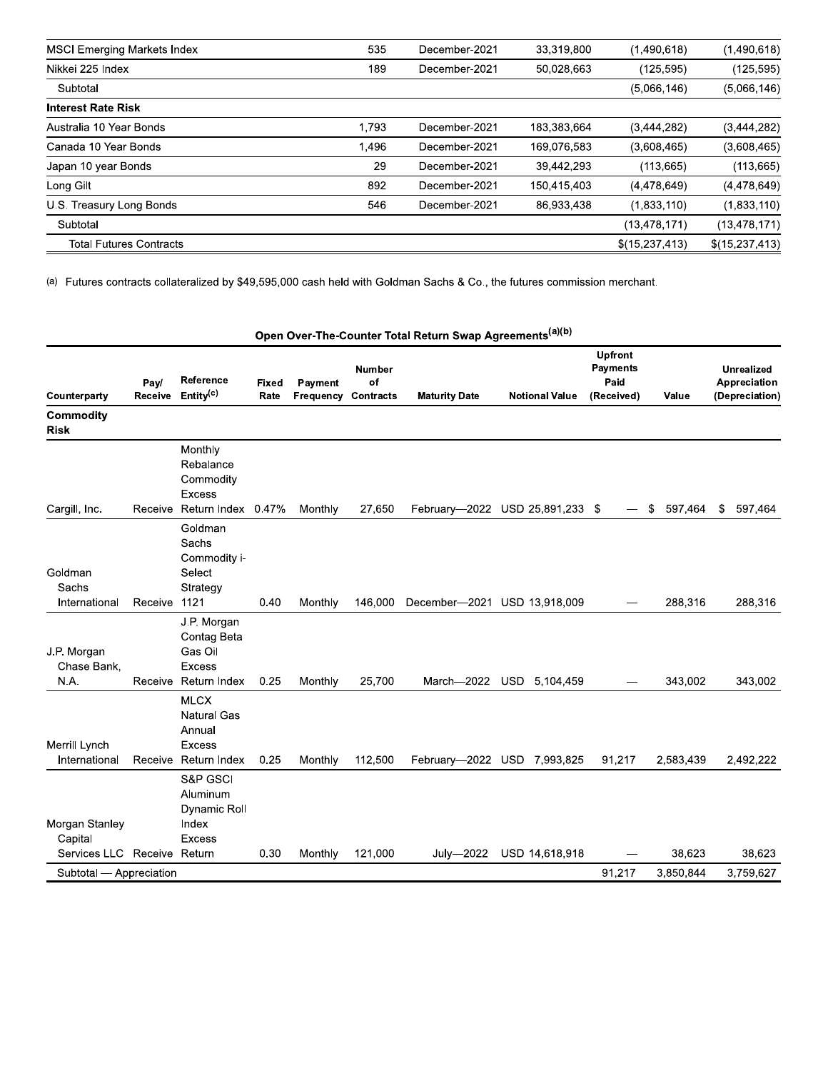| | | | | |
|---|---|---|---|---|
| MSCI Emerging Markets Index | 535 | December-2021 | 33,319,800 | (1,490,618) | (1,490,618) |
| Nikkei 225 Index | 189 | December-2021 | 50,028,663 | (125,595) | (125,595) |
| Subtotal | | | | (5,066,146) | (5,066,146) |
| **Interest Rate Risk** | | | | | |
| Australia 10 Year Bonds | 1,793 | December-2021 | 183,383,664 | (3,444,282) | (3,444,282) |
| Canada 10 Year Bonds | 1,496 | December-2021 | 169,076,583 | (3,608,465) | (3,608,465) |
| Japan 10 year Bonds | 29 | December-2021 | 39,442,293 | (113,665) | (113,665) |
| Long Gilt | 892 | December-2021 | 150,415,403 | (4,478,649) | (4,478,649) |
| U.S. Treasury Long Bonds | 546 | December-2021 | 86,933,438 | (1,833,110) | (1,833,110) |
| Subtotal | | | | (13,478,171) | (13,478,171) |
| Total Futures Contracts | | | | $(15,237,413) | $(15,237,413) |

(a) Futures contracts collateralized by $49,595,000 cash held with Goldman Sachs & Co., the futures commission merchant.

**Open Over-The-Counter Total Return Swap Agreements[a][b]**

| Counterparty | Pay/ Receive | Reference Entity[c] | Fixed Rate | Payment Frequency | Number of Contracts | Maturity Date | Notional Value | Upfront Payments Paid (Received) | Value | Unrealized Appreciation (Depreciation) |
|---|---|---|---|---|---|---|---|---|---|---|
| **Commodity Risk** | | | | | | | | | | |
| Cargill, Inc. | Receive | Monthly Rebalance Commodity Excess Return Index | 0.47% | Monthly | 27,650 | February—2022 | USD 25,891,233 | $ — | $ 597,464 | $ 597,464 |
| Goldman Sachs International | Receive | Goldman Sachs Commodity i-Select Strategy 1121 | 0.40 | Monthly | 146,000 | December—2021 | USD 13,918,009 | — | 288,316 | 288,316 |
| J.P. Morgan Chase Bank, N.A. | Receive | J.P. Morgan Contag Beta Gas Oil Excess Return Index | 0.25 | Monthly | 25,700 | March—2022 | USD 5,104,459 | — | 343,002 | 343,002 |
| Merrill Lynch International | Receive | MLCX Natural Gas Annual Excess Return Index | 0.25 | Monthly | 112,500 | February—2022 | USD 7,993,825 | 91,217 | 2,583,439 | 2,492,222 |
| Morgan Stanley Capital Services LLC | Receive | S&P GSCI Aluminum Dynamic Roll Index Excess Return | 0.30 | Monthly | 121,000 | July—2022 | USD 14,618,918 | — | 38,623 | 38,623 |
| Subtotal — Appreciation | | | | | | | | 91,217 | 3,850,844 | 3,759,627 |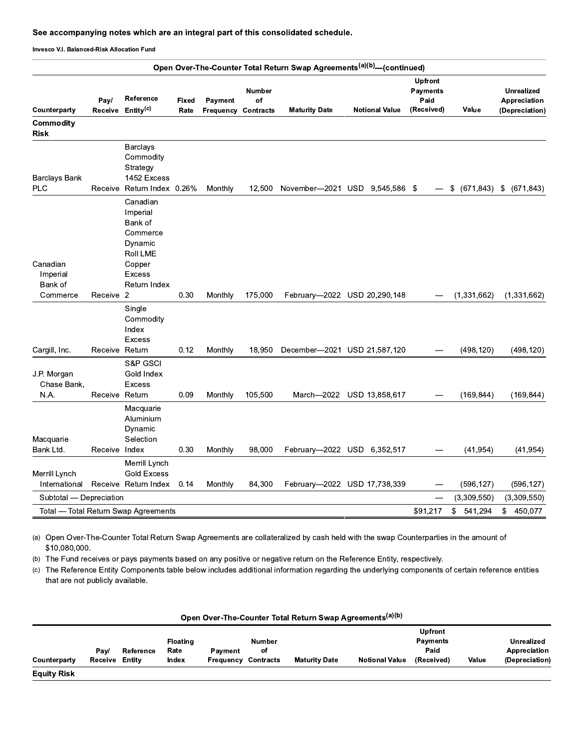**See accompanying notes which are an integral part of this consolidated schedule.**

**Invesco V.I. Balanced-Risk Allocation Fund**

**Open Over-The-Counter Total Return Swap Agreements[(a)(b)]—(continued)**

| Counterparty | Pay/ Receive | Reference Entity[(c)] | Fixed Rate | Payment Frequency | Number of Contracts | Maturity Date | Notional Value | Upfront Payments Paid (Received) | Value | Unrealized Appreciation (Depreciation) |
|---|---|---|---|---|---|---|---|---|---|---|
| **Commodity Risk** | | | | | | | | | | |
| Barclays Bank PLC | Receive | Barclays Commodity Strategy 1452 Excess Return Index | 0.26% | Monthly | 12,500 | November—2021 | USD 9,545,586 | $ — | $ (671,843) | $ (671,843) |
| Canadian Imperial Bank of Commerce | Receive | Canadian Imperial Bank of Commerce Dynamic Roll LME Copper Excess Return Index 2 | 0.30 | Monthly | 175,000 | February—2022 | USD 20,290,148 | — | (1,331,662) | (1,331,662) |
| Cargill, Inc. | Receive | Single Commodity Index Excess Return | 0.12 | Monthly | 18,950 | December—2021 | USD 21,587,120 | — | (498,120) | (498,120) |
| J.P. Morgan Chase Bank, N.A. | Receive | S&P GSCI Gold Index Excess Return | 0.09 | Monthly | 105,500 | March—2022 | USD 13,858,617 | — | (169,844) | (169,844) |
| Macquarie Bank Ltd. | Receive | Macquarie Aluminium Dynamic Selection Index | 0.30 | Monthly | 98,000 | February—2022 | USD 6,352,517 | — | (41,954) | (41,954) |
| Merrill Lynch International | Receive | Merrill Lynch Gold Excess Return Index | 0.14 | Monthly | 84,300 | February—2022 | USD 17,738,339 | — | (596,127) | (596,127) |
| Subtotal — Depreciation | | | | | | | | — | (3,309,550) | (3,309,550) |
| Total — Total Return Swap Agreements | | | | | | | | $91,217 | $ 541,294 | $ 450,077 |

(a) Open Over-The-Counter Total Return Swap Agreements are collateralized by cash held with the swap Counterparties in the amount of $10,080,000.

(b) The Fund receives or pays payments based on any positive or negative return on the Reference Entity, respectively.

(c) The Reference Entity Components table below includes additional information regarding the underlying components of certain reference entities that are not publicly available.

**Open Over-The-Counter Total Return Swap Agreements[(a)(b)]**

| Counterparty | Pay/ Receive | Reference Entity | Floating Rate Index | Payment Frequency | Number of Contracts | Maturity Date | Notional Value | Upfront Payments Paid (Received) | Value | Unrealized Appreciation (Depreciation) |
|---|---|---|---|---|---|---|---|---|---|---|
| **Equity Risk** | | | | | | | | | | |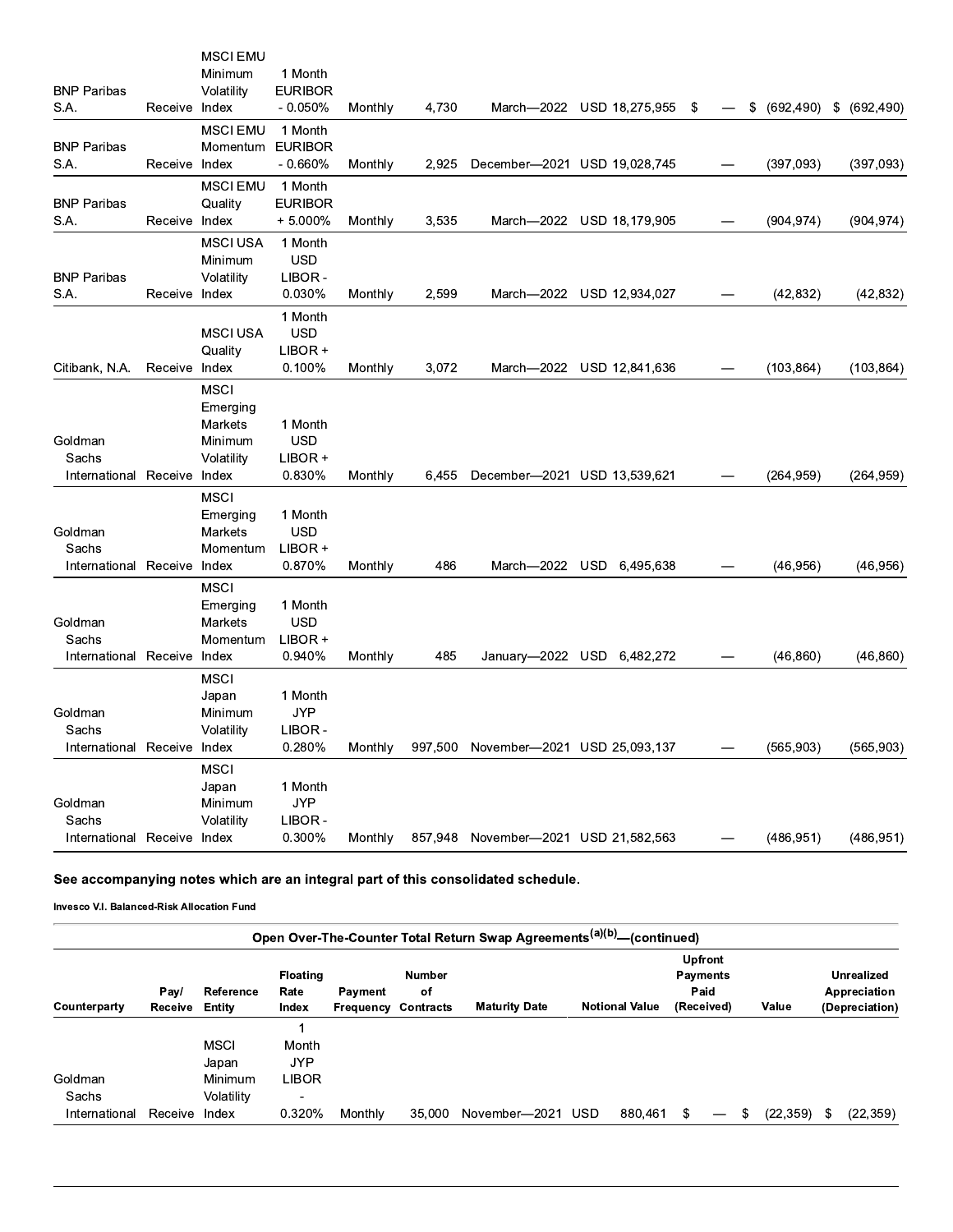| Counterparty | Pay/ Receive | Reference Entity | Floating Rate Index | Payment Frequency | Number of Contracts | Maturity Date | Notional Value | Upfront Payments Paid (Received) | Value | Unrealized Appreciation (Depreciation) |
|---|---|---|---|---|---|---|---|---|---|---|
| BNP Paribas S.A. | Receive | MSCI EMU Minimum Volatility Index | 1 Month EURIBOR - 0.050% | Monthly | 4,730 | March—2022 | USD 18,275,955 | $ — | $ (692,490) | $ (692,490) |
| BNP Paribas S.A. | Receive | MSCI EMU Momentum Index | 1 Month EURIBOR - 0.660% | Monthly | 2,925 | December—2021 | USD 19,028,745 | — | (397,093) | (397,093) |
| BNP Paribas S.A. | Receive | MSCI EMU Quality Index | 1 Month EURIBOR + 5.000% | Monthly | 3,535 | March—2022 | USD 18,179,905 | — | (904,974) | (904,974) |
| BNP Paribas S.A. | Receive | MSCI USA Minimum Volatility Index | 1 Month USD LIBOR - 0.030% | Monthly | 2,599 | March—2022 | USD 12,934,027 | — | (42,832) | (42,832) |
| Citibank, N.A. | Receive | MSCI USA Quality Index | 1 Month USD LIBOR + 0.100% | Monthly | 3,072 | March—2022 | USD 12,841,636 | — | (103,864) | (103,864) |
| Goldman Sachs International | Receive | MSCI Emerging Markets Minimum Volatility Index | 1 Month USD LIBOR + 0.830% | Monthly | 6,455 | December—2021 | USD 13,539,621 | — | (264,959) | (264,959) |
| Goldman Sachs International | Receive | MSCI Emerging Markets Momentum Index | 1 Month USD LIBOR + 0.870% | Monthly | 486 | March—2022 | USD 6,495,638 | — | (46,956) | (46,956) |
| Goldman Sachs International | Receive | MSCI Emerging Markets Momentum Index | 1 Month USD LIBOR + 0.940% | Monthly | 485 | January—2022 | USD 6,482,272 | — | (46,860) | (46,860) |
| Goldman Sachs International | Receive | MSCI Japan Minimum Volatility Index | 1 Month JYP LIBOR - 0.280% | Monthly | 997,500 | November—2021 | USD 25,093,137 | — | (565,903) | (565,903) |
| Goldman Sachs International | Receive | MSCI Japan Minimum Volatility Index | 1 Month JYP LIBOR - 0.300% | Monthly | 857,948 | November—2021 | USD 21,582,563 | — | (486,951) | (486,951) |

**See accompanying notes which are an integral part of this consolidated schedule.**

**Invesco V.I. Balanced-Risk Allocation Fund**

| Open Over-The-Counter Total Return Swap Agreements[(a)(b)]—(continued) | | | | | | | | | | |
|---|---|---|---|---|---|---|---|---|---|---|
| **Counterparty** | **Pay/ Receive** | **Reference Entity** | **Floating Rate Index** | **Payment Frequency** | **Number of Contracts** | **Maturity Date** | **Notional Value** | **Upfront Payments Paid (Received)** | **Value** | **Unrealized Appreciation (Depreciation)** |
| Goldman Sachs International | Receive | MSCI Japan Minimum Volatility Index | 1 Month JYP LIBOR - 0.320% | Monthly | 35,000 | November—2021 | USD 880,461 | $ — | $ (22,359) | $ (22,359) |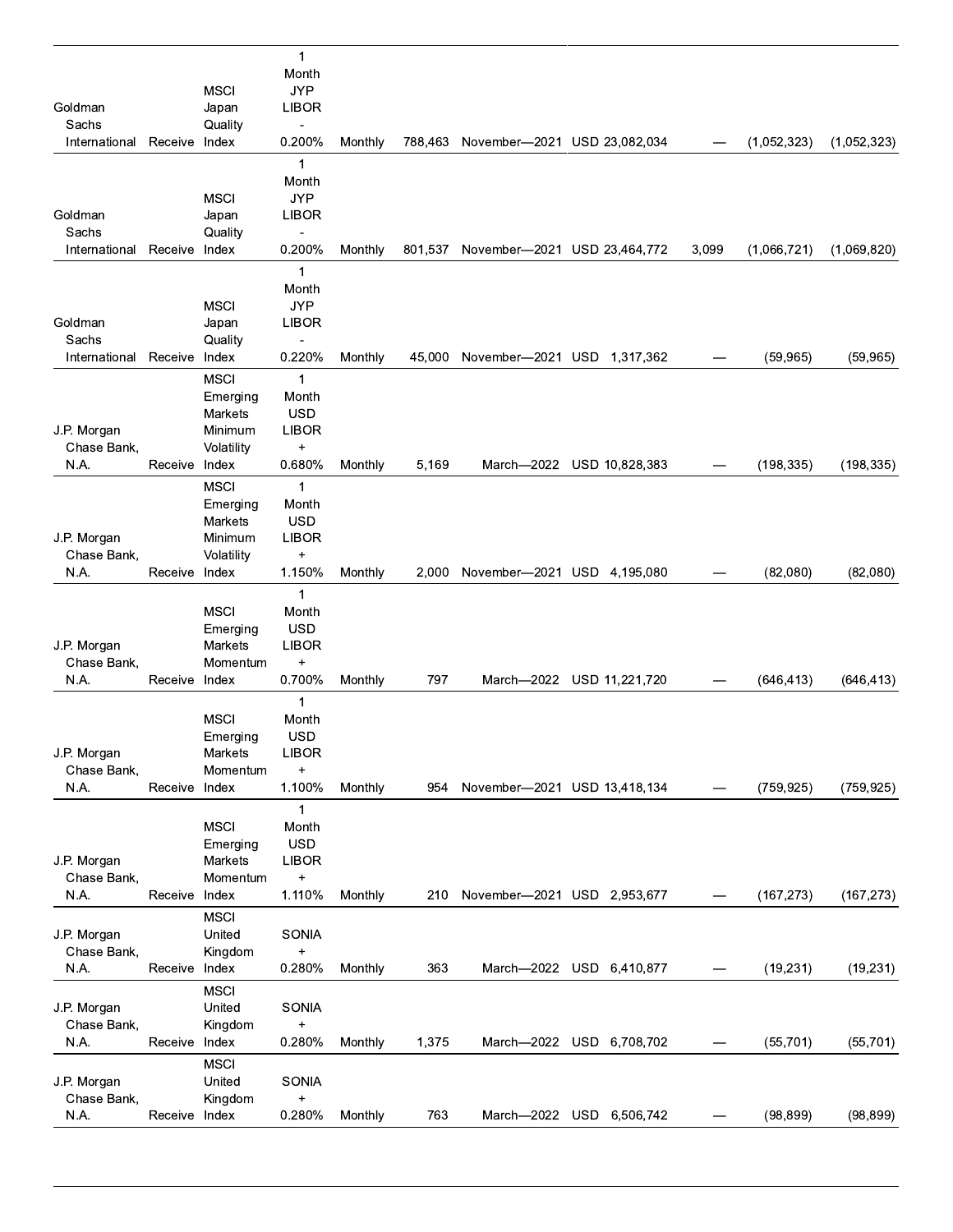| | | | | | | | | | | |
|---|---|---|---|---|---|---|---|---|---|---|
| Goldman Sachs International | Receive | MSCI Japan Quality Index | 1 Month JYP LIBOR - 0.200% | Monthly | 788,463 | November—2021 | USD 23,082,034 | — | (1,052,323) | (1,052,323) |
| Goldman Sachs International | Receive | MSCI Japan Quality Index | 1 Month JYP LIBOR - 0.200% | Monthly | 801,537 | November—2021 | USD 23,464,772 | 3,099 | (1,066,721) | (1,069,820) |
| Goldman Sachs International | Receive | MSCI Japan Quality Index | 1 Month JYP LIBOR - 0.220% | Monthly | 45,000 | November—2021 | USD 1,317,362 | — | (59,965) | (59,965) |
| J.P. Morgan Chase Bank, N.A. | Receive | MSCI Emerging Markets Minimum Volatility Index | 1 Month USD LIBOR + 0.680% | Monthly | 5,169 | March—2022 | USD 10,828,383 | — | (198,335) | (198,335) |
| J.P. Morgan Chase Bank, N.A. | Receive | MSCI Emerging Markets Minimum Volatility Index | 1 Month USD LIBOR + 1.150% | Monthly | 2,000 | November—2021 | USD 4,195,080 | — | (82,080) | (82,080) |
| J.P. Morgan Chase Bank, N.A. | Receive | MSCI Emerging Markets Momentum Index | 1 Month USD LIBOR + 0.700% | Monthly | 797 | March—2022 | USD 11,221,720 | — | (646,413) | (646,413) |
| J.P. Morgan Chase Bank, N.A. | Receive | MSCI Emerging Markets Momentum Index | 1 Month USD LIBOR + 1.100% | Monthly | 954 | November—2021 | USD 13,418,134 | — | (759,925) | (759,925) |
| J.P. Morgan Chase Bank, N.A. | Receive | MSCI Emerging Markets Momentum Index | 1 Month USD LIBOR + 1.110% | Monthly | 210 | November—2021 | USD 2,953,677 | — | (167,273) | (167,273) |
| J.P. Morgan Chase Bank, N.A. | Receive | MSCI United Kingdom Index | SONIA + 0.280% | Monthly | 363 | March—2022 | USD 6,410,877 | — | (19,231) | (19,231) |
| J.P. Morgan Chase Bank, N.A. | Receive | MSCI United Kingdom Index | SONIA + 0.280% | Monthly | 1,375 | March—2022 | USD 6,708,702 | — | (55,701) | (55,701) |
| J.P. Morgan Chase Bank, N.A. | Receive | MSCI United Kingdom Index | SONIA + 0.280% | Monthly | 763 | March—2022 | USD 6,506,742 | — | (98,899) | (98,899) |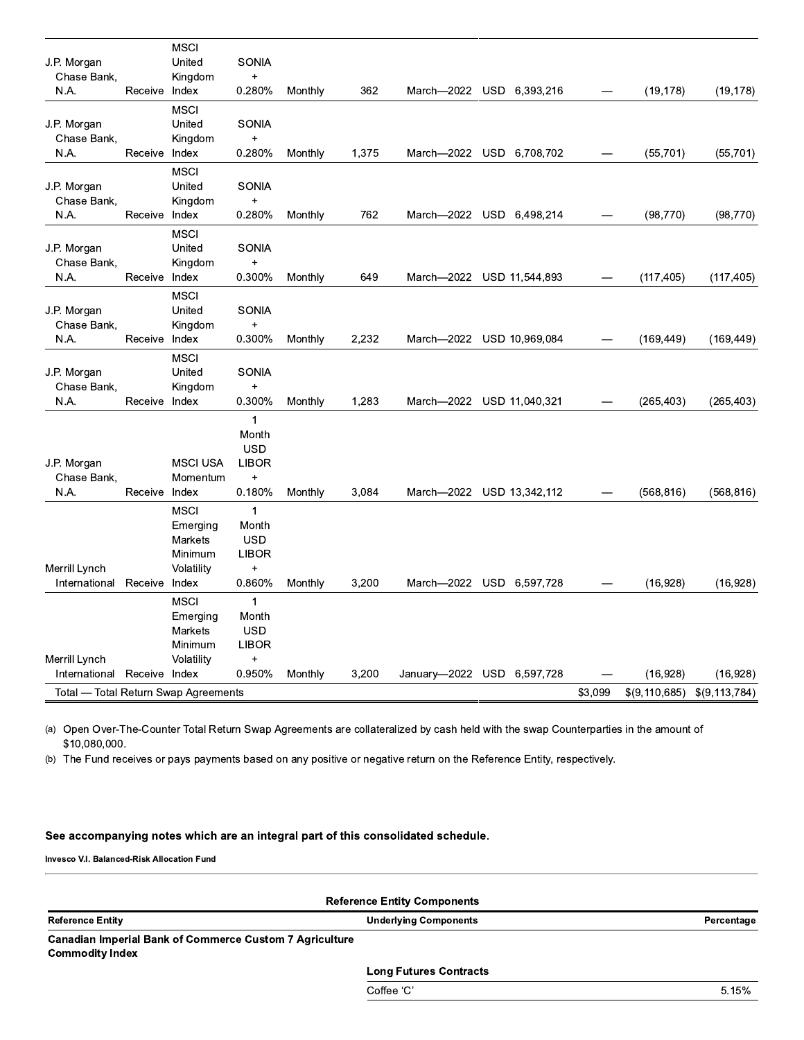| | | | | | | | | | | |
|---|---|---|---|---|---|---|---|---|---|---|
| J.P. Morgan Chase Bank, N.A. | Receive | MSCI United Kingdom Index | SONIA + 0.280% | Monthly | 362 | March—2022 | USD 6,393,216 | — | (19,178) | (19,178) |
| J.P. Morgan Chase Bank, N.A. | Receive | MSCI United Kingdom Index | SONIA + 0.280% | Monthly | 1,375 | March—2022 | USD 6,708,702 | — | (55,701) | (55,701) |
| J.P. Morgan Chase Bank, N.A. | Receive | MSCI United Kingdom Index | SONIA + 0.280% | Monthly | 762 | March—2022 | USD 6,498,214 | — | (98,770) | (98,770) |
| J.P. Morgan Chase Bank, N.A. | Receive | MSCI United Kingdom Index | SONIA + 0.300% | Monthly | 649 | March—2022 | USD 11,544,893 | — | (117,405) | (117,405) |
| J.P. Morgan Chase Bank, N.A. | Receive | MSCI United Kingdom Index | SONIA + 0.300% | Monthly | 2,232 | March—2022 | USD 10,969,084 | — | (169,449) | (169,449) |
| J.P. Morgan Chase Bank, N.A. | Receive | MSCI United Kingdom Index | SONIA + 0.300% | Monthly | 1,283 | March—2022 | USD 11,040,321 | — | (265,403) | (265,403) |
| J.P. Morgan Chase Bank, N.A. | Receive | MSCI USA Momentum Index | 1 Month USD LIBOR + 0.180% | Monthly | 3,084 | March—2022 | USD 13,342,112 | — | (568,816) | (568,816) |
| Merrill Lynch International | Receive | MSCI Emerging Markets Minimum Volatility Index | 1 Month USD LIBOR + 0.860% | Monthly | 3,200 | March—2022 | USD 6,597,728 | — | (16,928) | (16,928) |
| Merrill Lynch International | Receive | MSCI Emerging Markets Minimum Volatility Index | 1 Month USD LIBOR + 0.950% | Monthly | 3,200 | January—2022 | USD 6,597,728 | — | (16,928) | (16,928) |
| Total — Total Return Swap Agreements | | | | | | | | $3,099 | $(9,110,685) | $(9,113,784) |

(a) Open Over-The-Counter Total Return Swap Agreements are collateralized by cash held with the swap Counterparties in the amount of $10,080,000.

(b) The Fund receives or pays payments based on any positive or negative return on the Reference Entity, respectively.

**See accompanying notes which are an integral part of this consolidated schedule.**

**Invesco V.I. Balanced-Risk Allocation Fund**

**Reference Entity Components**

| Reference Entity | Underlying Components | Percentage |
|---|---|---|
| **Canadian Imperial Bank of Commerce Custom 7 Agriculture Commodity Index** | | |
| | **Long Futures Contracts** | |
| | Coffee 'C' | 5.15% |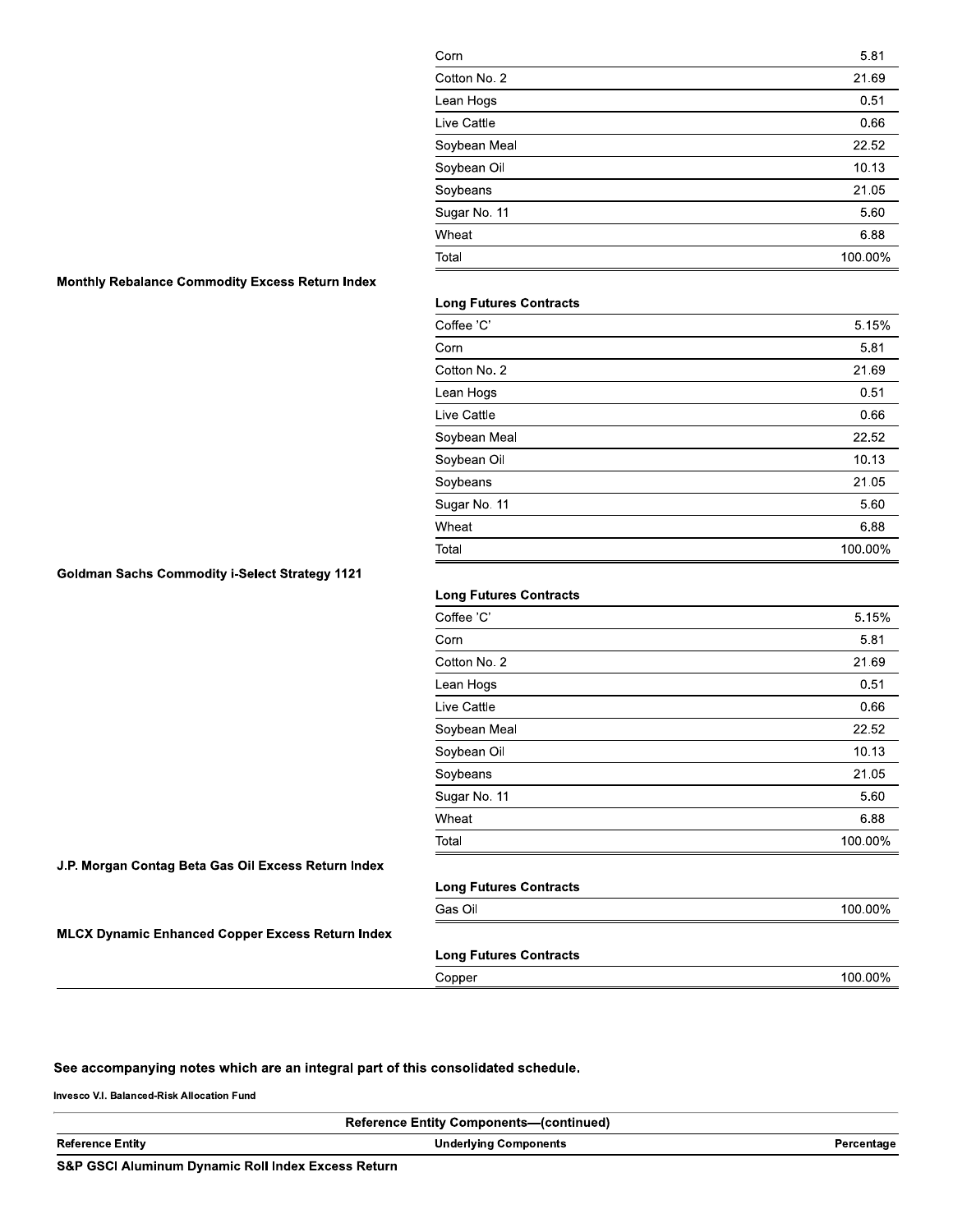| Reference Entity | Underlying Components | Percentage |
|---|---|---|
| | Corn | 5.81 |
| | Cotton No. 2 | 21.69 |
| | Lean Hogs | 0.51 |
| | Live Cattle | 0.66 |
| | Soybean Meal | 22.52 |
| | Soybean Oil | 10.13 |
| | Soybeans | 21.05 |
| | Sugar No. 11 | 5.60 |
| | Wheat | 6.88 |
| | Total | 100.00% |
| **Monthly Rebalance Commodity Excess Return Index** | | |
| | **Long Futures Contracts** | |
| | Coffee 'C' | 5.15% |
| | Corn | 5.81 |
| | Cotton No. 2 | 21.69 |
| | Lean Hogs | 0.51 |
| | Live Cattle | 0.66 |
| | Soybean Meal | 22.52 |
| | Soybean Oil | 10.13 |
| | Soybeans | 21.05 |
| | Sugar No. 11 | 5.60 |
| | Wheat | 6.88 |
| | Total | 100.00% |
| **Goldman Sachs Commodity i-Select Strategy 1121** | | |
| | **Long Futures Contracts** | |
| | Coffee 'C' | 5.15% |
| | Corn | 5.81 |
| | Cotton No. 2 | 21.69 |
| | Lean Hogs | 0.51 |
| | Live Cattle | 0.66 |
| | Soybean Meal | 22.52 |
| | Soybean Oil | 10.13 |
| | Soybeans | 21.05 |
| | Sugar No. 11 | 5.60 |
| | Wheat | 6.88 |
| | Total | 100.00% |
| **J.P. Morgan Contag Beta Gas Oil Excess Return Index** | | |
| | **Long Futures Contracts** | |
| | Gas Oil | 100.00% |
| **MLCX Dynamic Enhanced Copper Excess Return Index** | | |
| | **Long Futures Contracts** | |
| | Copper | 100.00% |

**See accompanying notes which are an integral part of this consolidated schedule.**

**Invesco V.I. Balanced-Risk Allocation Fund**

**Reference Entity Components—(continued)**

| Reference Entity | Underlying Components | Percentage |
|---|---|---|
| **S&P GSCI Aluminum Dynamic Roll Index Excess Return** | | |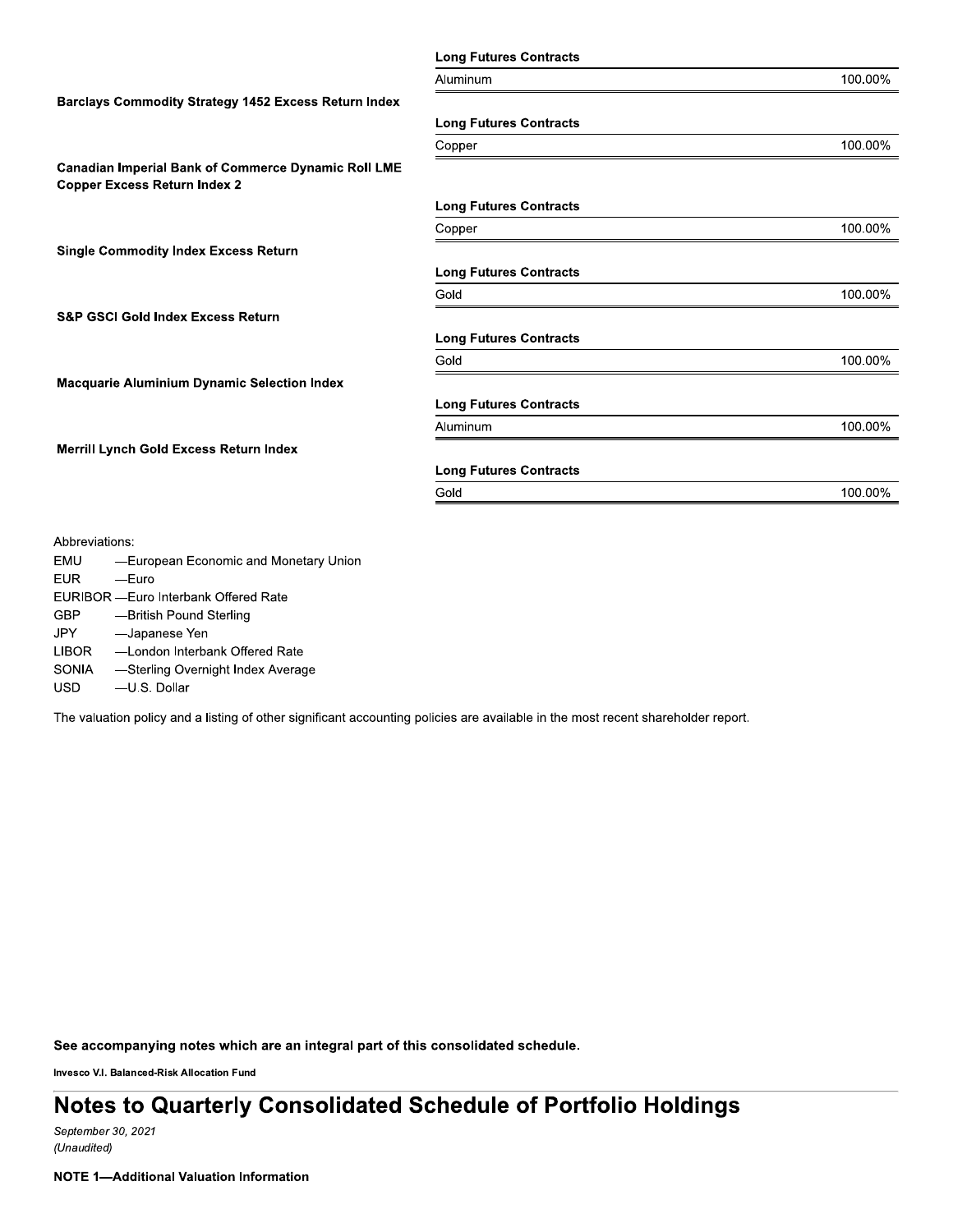| | Long Futures Contracts | |
|---|---|---|
| | Aluminum | 100.00% |
| **Barclays Commodity Strategy 1452 Excess Return Index** | | |
| | **Long Futures Contracts** | |
| | Copper | 100.00% |
| **Canadian Imperial Bank of Commerce Dynamic Roll LME Copper Excess Return Index 2** | | |
| | **Long Futures Contracts** | |
| | Copper | 100.00% |
| **Single Commodity Index Excess Return** | | |
| | **Long Futures Contracts** | |
| | Gold | 100.00% |
| **S&P GSCI Gold Index Excess Return** | | |
| | **Long Futures Contracts** | |
| | Gold | 100.00% |
| **Macquarie Aluminium Dynamic Selection Index** | | |
| | **Long Futures Contracts** | |
| | Aluminum | 100.00% |
| **Merrill Lynch Gold Excess Return Index** | | |
| | **Long Futures Contracts** | |
| | Gold | 100.00% |

Abbreviations:

- EMU —European Economic and Monetary Union
- EUR —Euro
- EURIBOR —Euro Interbank Offered Rate
- GBP —British Pound Sterling
- JPY —Japanese Yen
- LIBOR —London Interbank Offered Rate
- SONIA —Sterling Overnight Index Average
- USD —U.S. Dollar

The valuation policy and a listing of other significant accounting policies are available in the most recent shareholder report.

**See accompanying notes which are an integral part of this consolidated schedule.**

# Notes to Quarterly Consolidated Schedule of Portfolio Holdings

*September 30, 2021*
*(Unaudited)*

**NOTE 1—Additional Valuation Information**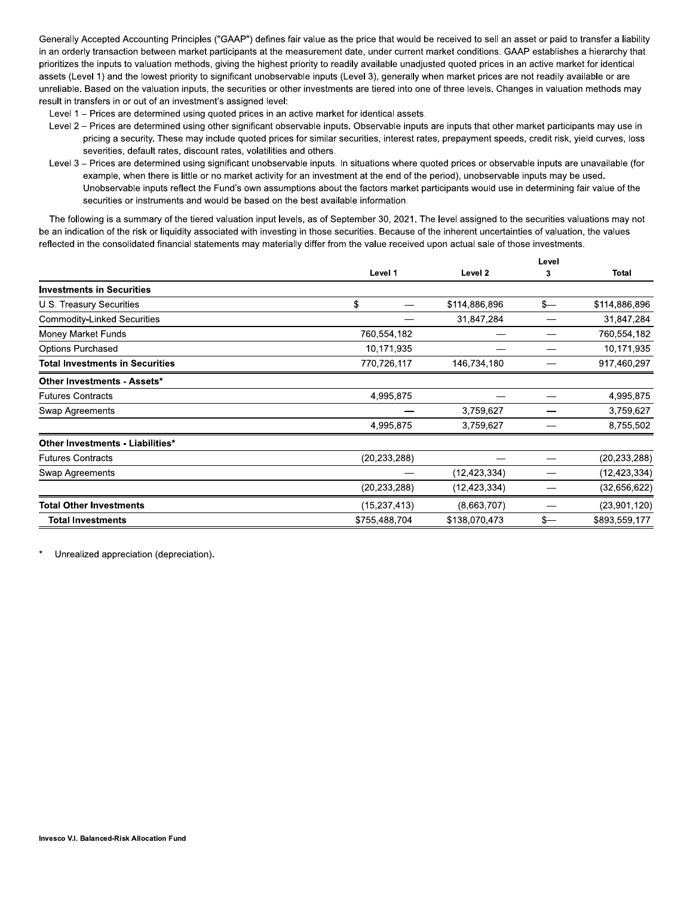Generally Accepted Accounting Principles ("GAAP") defines fair value as the price that would be received to sell an asset or paid to transfer a liability in an orderly transaction between market participants at the measurement date, under current market conditions. GAAP establishes a hierarchy that prioritizes the inputs to valuation methods, giving the highest priority to readily available unadjusted quoted prices in an active market for identical assets (Level 1) and the lowest priority to significant unobservable inputs (Level 3), generally when market prices are not readily available or are unreliable. Based on the valuation inputs, the securities or other investments are tiered into one of three levels. Changes in valuation methods may result in transfers in or out of an investment's assigned level:

Level 1 – Prices are determined using quoted prices in an active market for identical assets.

Level 2 – Prices are determined using other significant observable inputs. Observable inputs are inputs that other market participants may use in pricing a security. These may include quoted prices for similar securities, interest rates, prepayment speeds, credit risk, yield curves, loss severities, default rates, discount rates, volatilities and others.

Level 3 – Prices are determined using significant unobservable inputs. In situations where quoted prices or observable inputs are unavailable (for example, when there is little or no market activity for an investment at the end of the period), unobservable inputs may be used. Unobservable inputs reflect the Fund's own assumptions about the factors market participants would use in determining fair value of the securities or instruments and would be based on the best available information.

The following is a summary of the tiered valuation input levels, as of September 30, 2021. The level assigned to the securities valuations may not be an indication of the risk or liquidity associated with investing in those securities. Because of the inherent uncertainties of valuation, the values reflected in the consolidated financial statements may materially differ from the value received upon actual sale of those investments.

| | Level 1 | Level 2 | Level 3 | Total |
|---|---|---|---|---|
| **Investments in Securities** | | | | |
| U.S. Treasury Securities | $ — | $114,886,896 | $— | $114,886,896 |
| Commodity-Linked Securities | — | 31,847,284 | — | 31,847,284 |
| Money Market Funds | 760,554,182 | — | — | 760,554,182 |
| Options Purchased | 10,171,935 | — | — | 10,171,935 |
| **Total Investments in Securities** | 770,726,117 | 146,734,180 | — | 917,460,297 |
| **Other Investments - Assets*** | | | | |
| Futures Contracts | 4,995,875 | — | — | 4,995,875 |
| Swap Agreements | — | 3,759,627 | — | 3,759,627 |
| | 4,995,875 | 3,759,627 | — | 8,755,502 |
| **Other Investments - Liabilities*** | | | | |
| Futures Contracts | (20,233,288) | — | — | (20,233,288) |
| Swap Agreements | — | (12,423,334) | — | (12,423,334) |
| | (20,233,288) | (12,423,334) | — | (32,656,622) |
| **Total Other Investments** | (15,237,413) | (8,663,707) | — | (23,901,120) |
| **Total Investments** | $755,488,704 | $138,070,473 | $— | $893,559,177 |

\* Unrealized appreciation (depreciation).